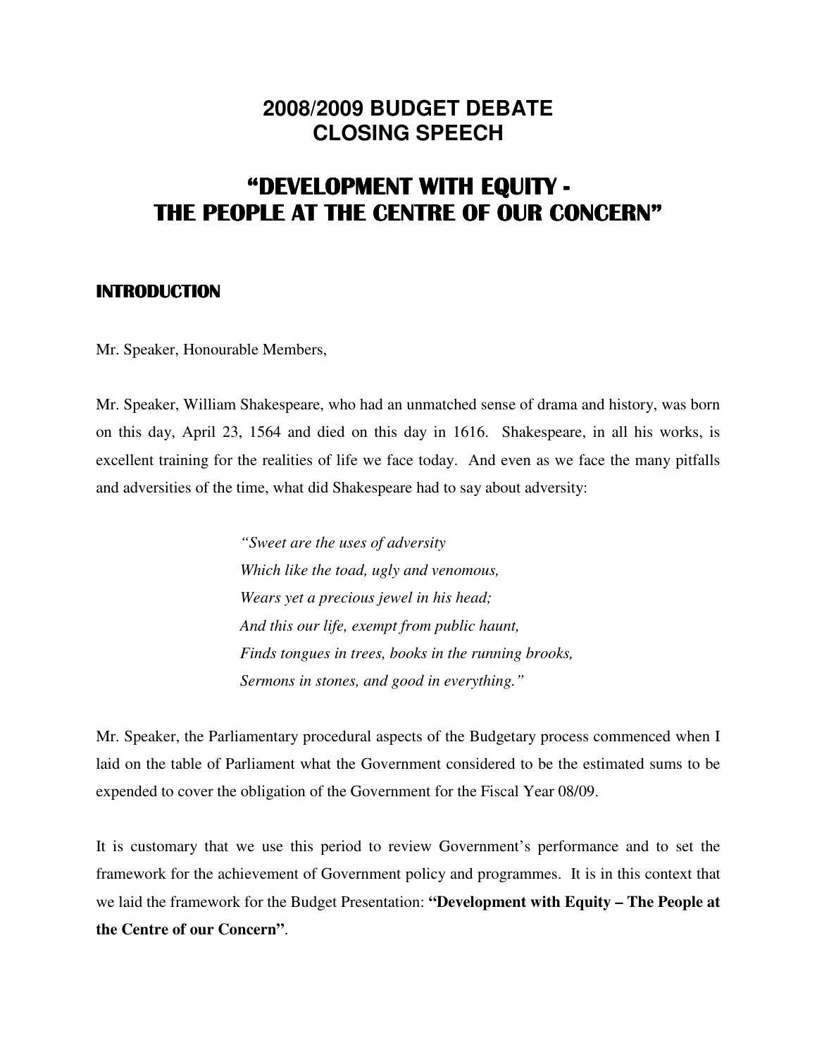# 2008/2009 BUDGET DEBATE
# CLOSING SPEECH

# "DEVELOPMENT WITH EQUITY - THE PEOPLE AT THE CENTRE OF OUR CONCERN"

## INTRODUCTION

Mr. Speaker, Honourable Members,

Mr. Speaker, William Shakespeare, who had an unmatched sense of drama and history, was born on this day, April 23, 1564 and died on this day in 1616. Shakespeare, in all his works, is excellent training for the realities of life we face today. And even as we face the many pitfalls and adversities of the time, what did Shakespeare had to say about adversity:

> *"Sweet are the uses of adversity*
> *Which like the toad, ugly and venomous,*
> *Wears yet a precious jewel in his head;*
> *And this our life, exempt from public haunt,*
> *Finds tongues in trees, books in the running brooks,*
> *Sermons in stones, and good in everything."*

Mr. Speaker, the Parliamentary procedural aspects of the Budgetary process commenced when I laid on the table of Parliament what the Government considered to be the estimated sums to be expended to cover the obligation of the Government for the Fiscal Year 08/09.

It is customary that we use this period to review Government's performance and to set the framework for the achievement of Government policy and programmes. It is in this context that we laid the framework for the Budget Presentation: **"Development with Equity – The People at the Centre of our Concern"**.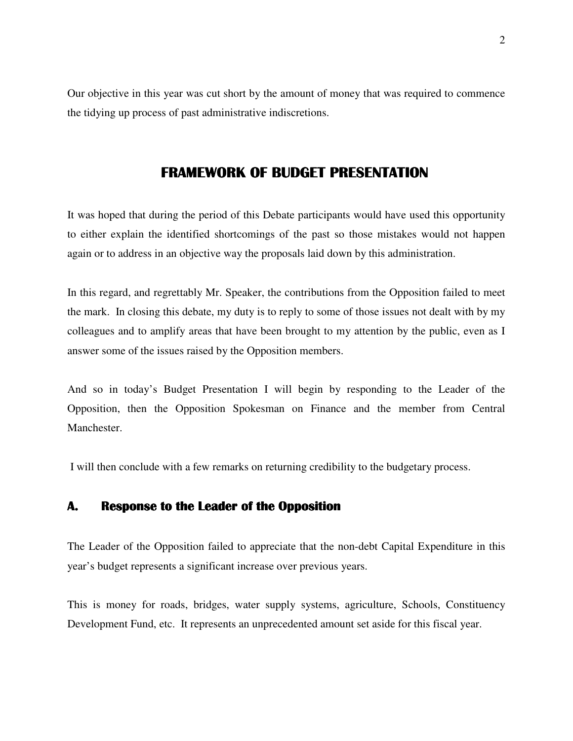Our objective in this year was cut short by the amount of money that was required to commence the tidying up process of past administrative indiscretions.

## FRAMEWORK OF BUDGET PRESENTATION

It was hoped that during the period of this Debate participants would have used this opportunity to either explain the identified shortcomings of the past so those mistakes would not happen again or to address in an objective way the proposals laid down by this administration.

In this regard, and regrettably Mr. Speaker, the contributions from the Opposition failed to meet the mark. In closing this debate, my duty is to reply to some of those issues not dealt with by my colleagues and to amplify areas that have been brought to my attention by the public, even as I answer some of the issues raised by the Opposition members.

And so in today's Budget Presentation I will begin by responding to the Leader of the Opposition, then the Opposition Spokesman on Finance and the member from Central Manchester.

I will then conclude with a few remarks on returning credibility to the budgetary process.

### A. Response to the Leader of the Opposition

The Leader of the Opposition failed to appreciate that the non-debt Capital Expenditure in this year's budget represents a significant increase over previous years.

This is money for roads, bridges, water supply systems, agriculture, Schools, Constituency Development Fund, etc. It represents an unprecedented amount set aside for this fiscal year.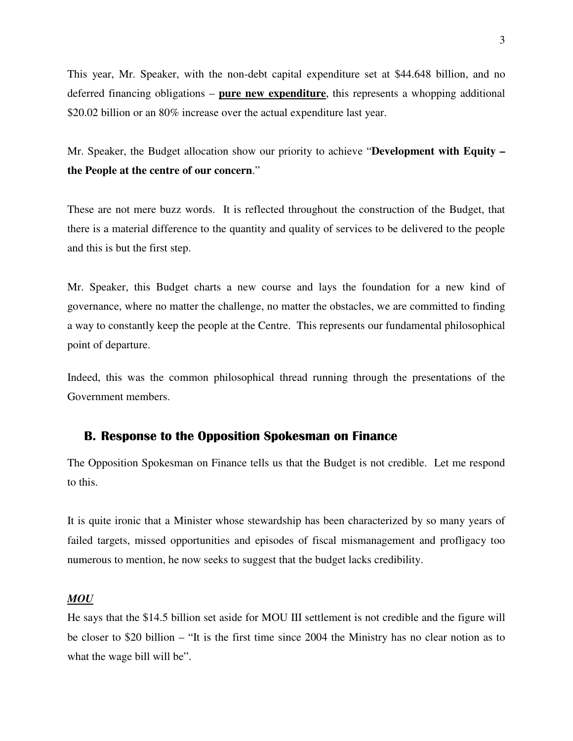This year, Mr. Speaker, with the non-debt capital expenditure set at $44.648 billion, and no deferred financing obligations – **pure new expenditure**, this represents a whopping additional $20.02 billion or an 80% increase over the actual expenditure last year.

Mr. Speaker, the Budget allocation show our priority to achieve "**Development with Equity – the People at the centre of our concern**."

These are not mere buzz words. It is reflected throughout the construction of the Budget, that there is a material difference to the quantity and quality of services to be delivered to the people and this is but the first step.

Mr. Speaker, this Budget charts a new course and lays the foundation for a new kind of governance, where no matter the challenge, no matter the obstacles, we are committed to finding a way to constantly keep the people at the Centre. This represents our fundamental philosophical point of departure.

Indeed, this was the common philosophical thread running through the presentations of the Government members.

## B. Response to the Opposition Spokesman on Finance

The Opposition Spokesman on Finance tells us that the Budget is not credible. Let me respond to this.

It is quite ironic that a Minister whose stewardship has been characterized by so many years of failed targets, missed opportunities and episodes of fiscal mismanagement and profligacy too numerous to mention, he now seeks to suggest that the budget lacks credibility.

***MOU***

He says that the $14.5 billion set aside for MOU III settlement is not credible and the figure will be closer to $20 billion – "It is the first time since 2004 the Ministry has no clear notion as to what the wage bill will be".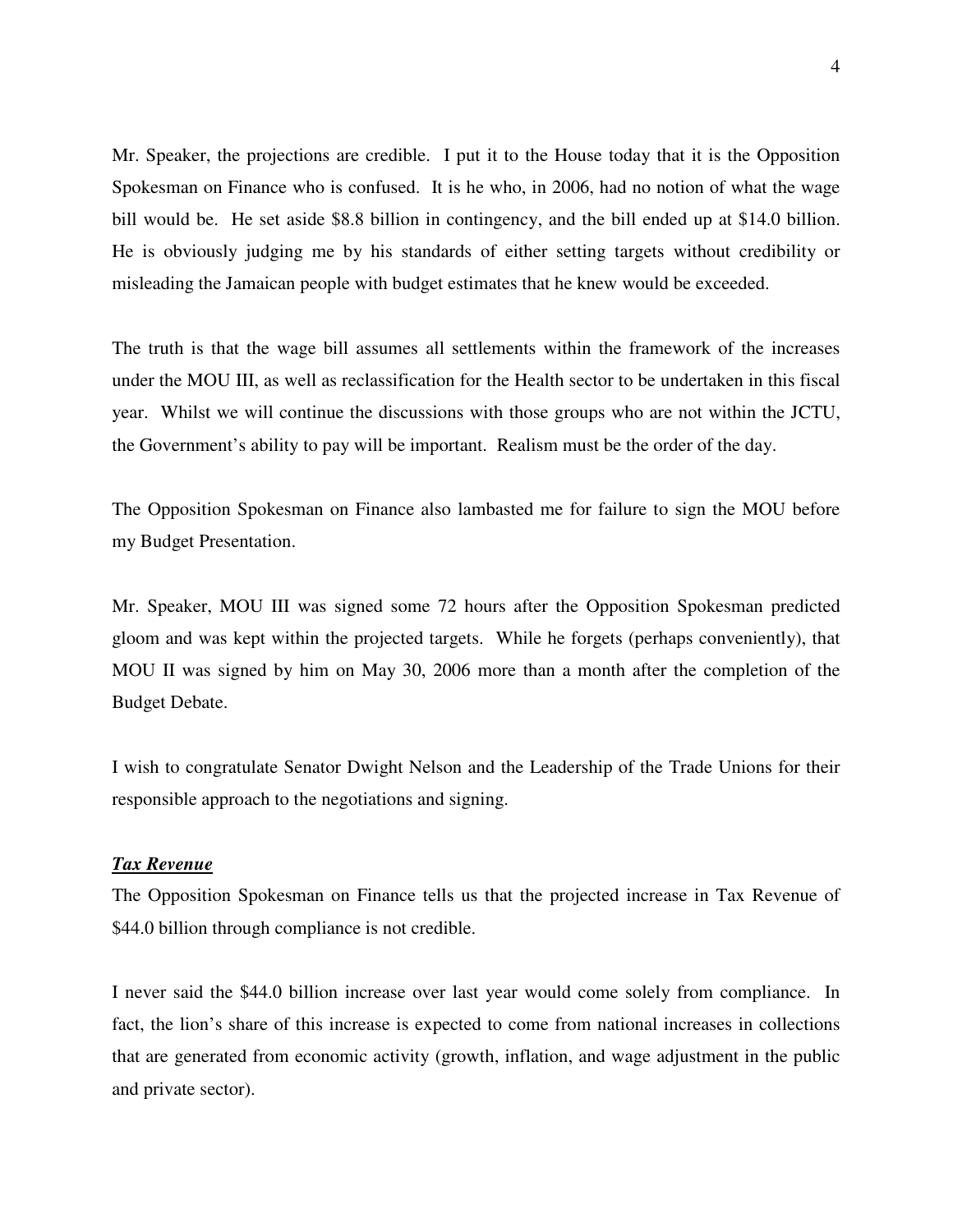Mr. Speaker, the projections are credible. I put it to the House today that it is the Opposition Spokesman on Finance who is confused. It is he who, in 2006, had no notion of what the wage bill would be. He set aside $8.8 billion in contingency, and the bill ended up at $14.0 billion. He is obviously judging me by his standards of either setting targets without credibility or misleading the Jamaican people with budget estimates that he knew would be exceeded.

The truth is that the wage bill assumes all settlements within the framework of the increases under the MOU III, as well as reclassification for the Health sector to be undertaken in this fiscal year. Whilst we will continue the discussions with those groups who are not within the JCTU, the Government's ability to pay will be important. Realism must be the order of the day.

The Opposition Spokesman on Finance also lambasted me for failure to sign the MOU before my Budget Presentation.

Mr. Speaker, MOU III was signed some 72 hours after the Opposition Spokesman predicted gloom and was kept within the projected targets. While he forgets (perhaps conveniently), that MOU II was signed by him on May 30, 2006 more than a month after the completion of the Budget Debate.

I wish to congratulate Senator Dwight Nelson and the Leadership of the Trade Unions for their responsible approach to the negotiations and signing.

***Tax Revenue***

The Opposition Spokesman on Finance tells us that the projected increase in Tax Revenue of $44.0 billion through compliance is not credible.

I never said the $44.0 billion increase over last year would come solely from compliance. In fact, the lion's share of this increase is expected to come from national increases in collections that are generated from economic activity (growth, inflation, and wage adjustment in the public and private sector).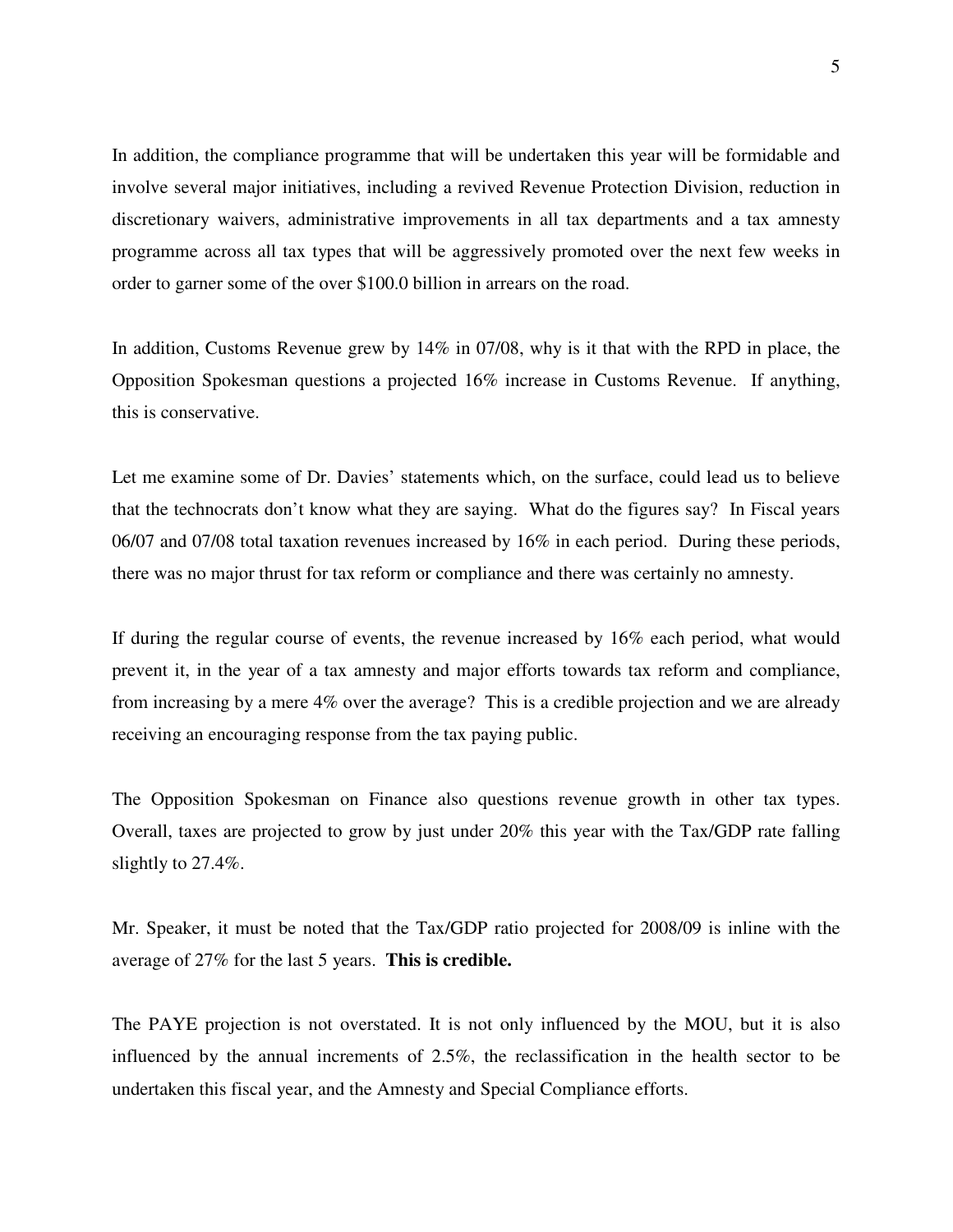In addition, the compliance programme that will be undertaken this year will be formidable and involve several major initiatives, including a revived Revenue Protection Division, reduction in discretionary waivers, administrative improvements in all tax departments and a tax amnesty programme across all tax types that will be aggressively promoted over the next few weeks in order to garner some of the over $100.0 billion in arrears on the road.

In addition, Customs Revenue grew by 14% in 07/08, why is it that with the RPD in place, the Opposition Spokesman questions a projected 16% increase in Customs Revenue. If anything, this is conservative.

Let me examine some of Dr. Davies' statements which, on the surface, could lead us to believe that the technocrats don't know what they are saying. What do the figures say? In Fiscal years 06/07 and 07/08 total taxation revenues increased by 16% in each period. During these periods, there was no major thrust for tax reform or compliance and there was certainly no amnesty.

If during the regular course of events, the revenue increased by 16% each period, what would prevent it, in the year of a tax amnesty and major efforts towards tax reform and compliance, from increasing by a mere 4% over the average? This is a credible projection and we are already receiving an encouraging response from the tax paying public.

The Opposition Spokesman on Finance also questions revenue growth in other tax types. Overall, taxes are projected to grow by just under 20% this year with the Tax/GDP rate falling slightly to 27.4%.

Mr. Speaker, it must be noted that the Tax/GDP ratio projected for 2008/09 is inline with the average of 27% for the last 5 years. **This is credible.**

The PAYE projection is not overstated. It is not only influenced by the MOU, but it is also influenced by the annual increments of 2.5%, the reclassification in the health sector to be undertaken this fiscal year, and the Amnesty and Special Compliance efforts.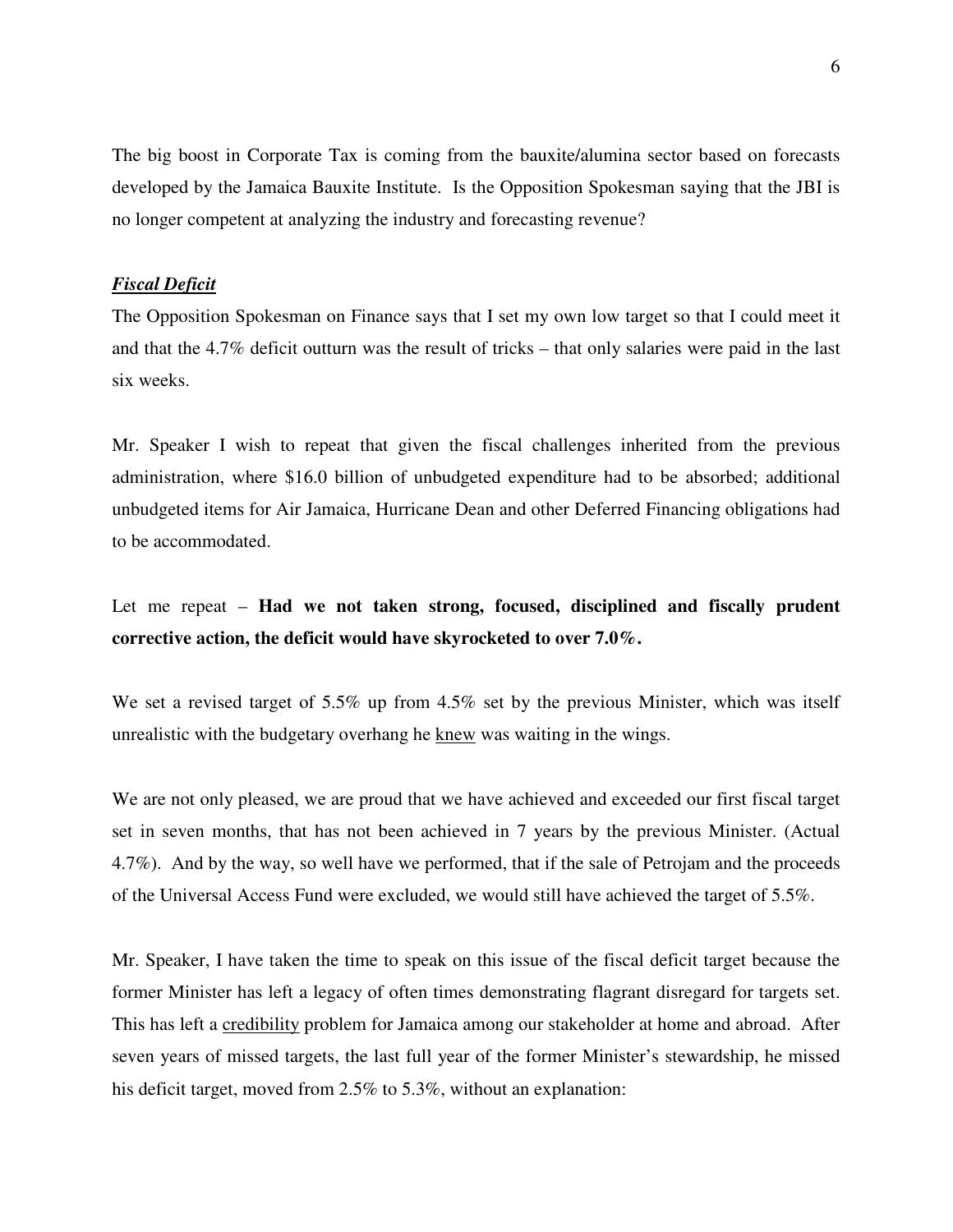The big boost in Corporate Tax is coming from the bauxite/alumina sector based on forecasts developed by the Jamaica Bauxite Institute. Is the Opposition Spokesman saying that the JBI is no longer competent at analyzing the industry and forecasting revenue?

***<u>Fiscal Deficit</u>***

The Opposition Spokesman on Finance says that I set my own low target so that I could meet it and that the 4.7% deficit outturn was the result of tricks – that only salaries were paid in the last six weeks.

Mr. Speaker I wish to repeat that given the fiscal challenges inherited from the previous administration, where $16.0 billion of unbudgeted expenditure had to be absorbed; additional unbudgeted items for Air Jamaica, Hurricane Dean and other Deferred Financing obligations had to be accommodated.

Let me repeat – **Had we not taken strong, focused, disciplined and fiscally prudent corrective action, the deficit would have skyrocketed to over 7.0%.**

We set a revised target of 5.5% up from 4.5% set by the previous Minister, which was itself unrealistic with the budgetary overhang he <u>knew</u> was waiting in the wings.

We are not only pleased, we are proud that we have achieved and exceeded our first fiscal target set in seven months, that has not been achieved in 7 years by the previous Minister. (Actual 4.7%). And by the way, so well have we performed, that if the sale of Petrojam and the proceeds of the Universal Access Fund were excluded, we would still have achieved the target of 5.5%.

Mr. Speaker, I have taken the time to speak on this issue of the fiscal deficit target because the former Minister has left a legacy of often times demonstrating flagrant disregard for targets set. This has left a <u>credibility</u> problem for Jamaica among our stakeholder at home and abroad. After seven years of missed targets, the last full year of the former Minister's stewardship, he missed his deficit target, moved from 2.5% to 5.3%, without an explanation: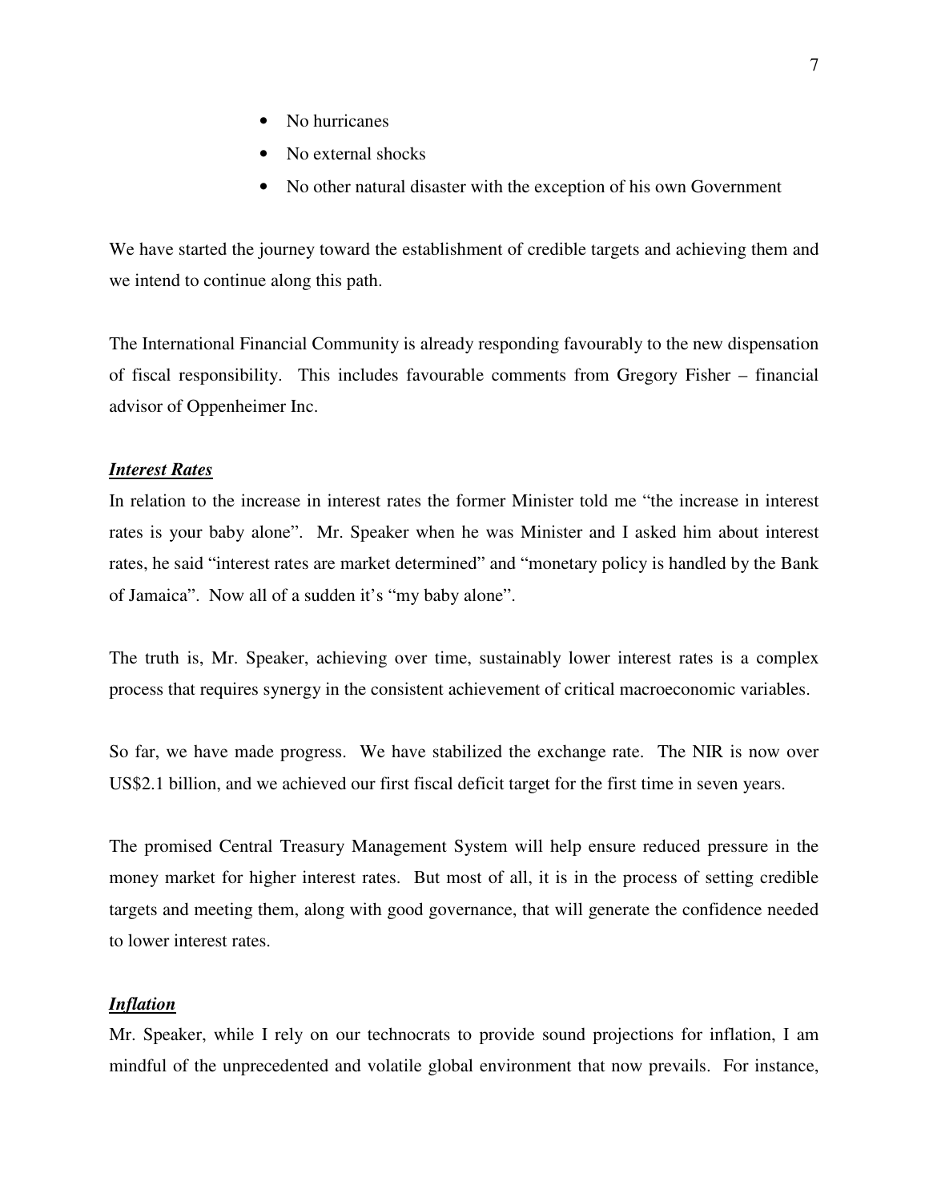- No hurricanes
- No external shocks
- No other natural disaster with the exception of his own Government

We have started the journey toward the establishment of credible targets and achieving them and we intend to continue along this path.

The International Financial Community is already responding favourably to the new dispensation of fiscal responsibility. This includes favourable comments from Gregory Fisher – financial advisor of Oppenheimer Inc.

***Interest Rates***

In relation to the increase in interest rates the former Minister told me "the increase in interest rates is your baby alone". Mr. Speaker when he was Minister and I asked him about interest rates, he said "interest rates are market determined" and "monetary policy is handled by the Bank of Jamaica". Now all of a sudden it's "my baby alone".

The truth is, Mr. Speaker, achieving over time, sustainably lower interest rates is a complex process that requires synergy in the consistent achievement of critical macroeconomic variables.

So far, we have made progress. We have stabilized the exchange rate. The NIR is now over US$2.1 billion, and we achieved our first fiscal deficit target for the first time in seven years.

The promised Central Treasury Management System will help ensure reduced pressure in the money market for higher interest rates. But most of all, it is in the process of setting credible targets and meeting them, along with good governance, that will generate the confidence needed to lower interest rates.

***Inflation***

Mr. Speaker, while I rely on our technocrats to provide sound projections for inflation, I am mindful of the unprecedented and volatile global environment that now prevails. For instance,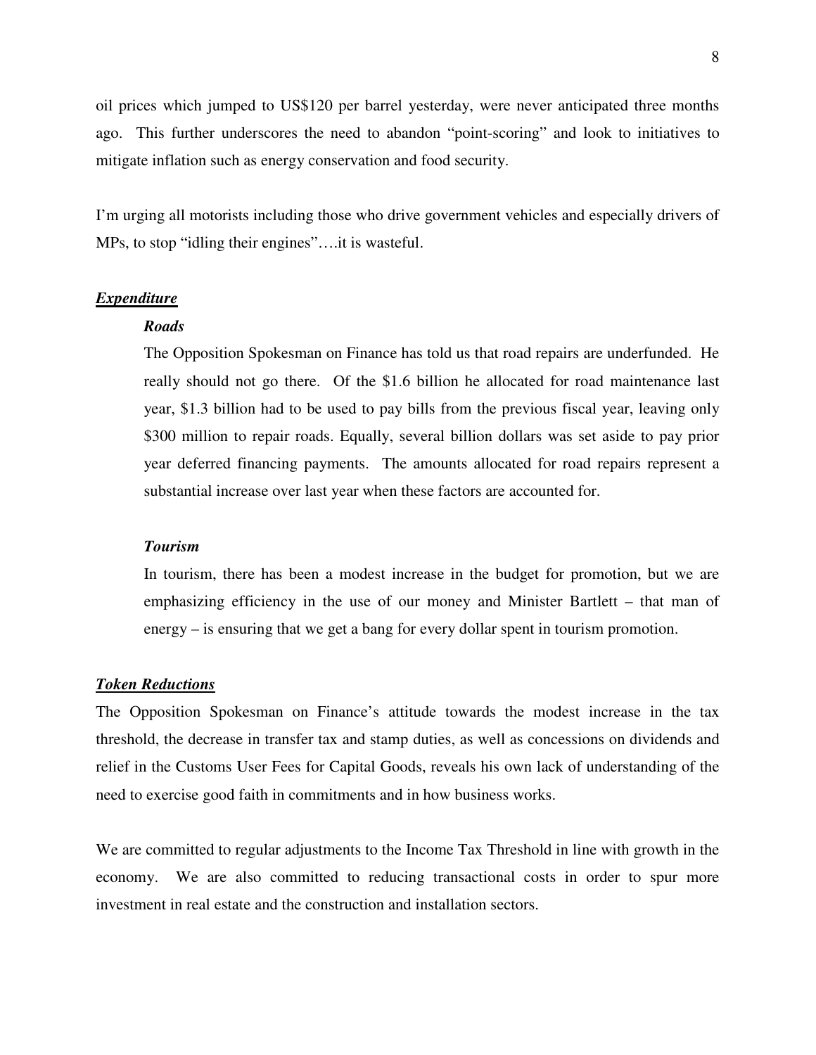oil prices which jumped to US$120 per barrel yesterday, were never anticipated three months ago. This further underscores the need to abandon "point-scoring" and look to initiatives to mitigate inflation such as energy conservation and food security.

I'm urging all motorists including those who drive government vehicles and especially drivers of MPs, to stop "idling their engines"….it is wasteful.

***<u>Expenditure</u>***

***Roads***

The Opposition Spokesman on Finance has told us that road repairs are underfunded. He really should not go there. Of the $1.6 billion he allocated for road maintenance last year, $1.3 billion had to be used to pay bills from the previous fiscal year, leaving only $300 million to repair roads. Equally, several billion dollars was set aside to pay prior year deferred financing payments. The amounts allocated for road repairs represent a substantial increase over last year when these factors are accounted for.

***Tourism***

In tourism, there has been a modest increase in the budget for promotion, but we are emphasizing efficiency in the use of our money and Minister Bartlett – that man of energy – is ensuring that we get a bang for every dollar spent in tourism promotion.

***<u>Token Reductions</u>***

The Opposition Spokesman on Finance's attitude towards the modest increase in the tax threshold, the decrease in transfer tax and stamp duties, as well as concessions on dividends and relief in the Customs User Fees for Capital Goods, reveals his own lack of understanding of the need to exercise good faith in commitments and in how business works.

We are committed to regular adjustments to the Income Tax Threshold in line with growth in the economy. We are also committed to reducing transactional costs in order to spur more investment in real estate and the construction and installation sectors.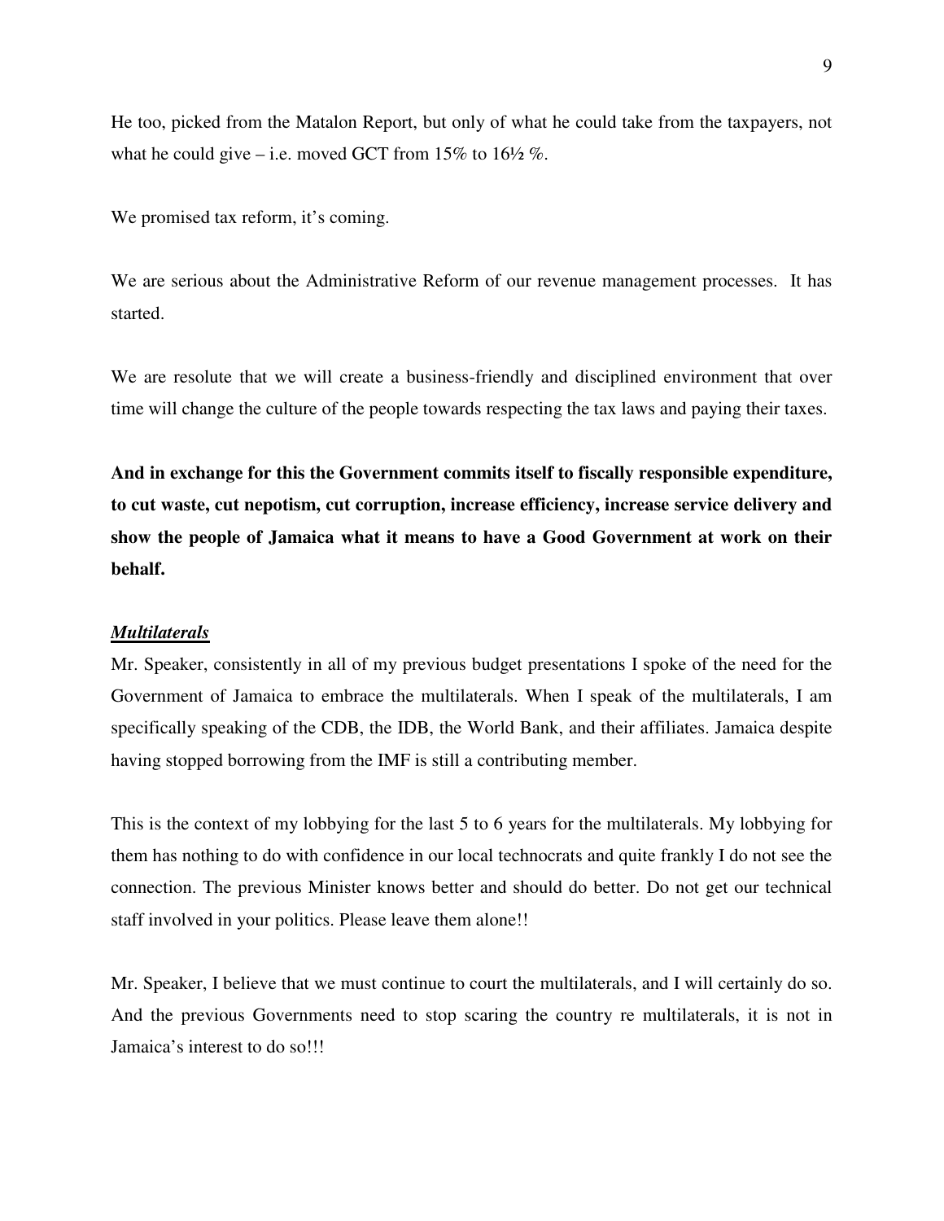He too, picked from the Matalon Report, but only of what he could take from the taxpayers, not what he could give – i.e. moved GCT from 15% to 16½ %.

We promised tax reform, it's coming.

We are serious about the Administrative Reform of our revenue management processes. It has started.

We are resolute that we will create a business-friendly and disciplined environment that over time will change the culture of the people towards respecting the tax laws and paying their taxes.

**And in exchange for this the Government commits itself to fiscally responsible expenditure, to cut waste, cut nepotism, cut corruption, increase efficiency, increase service delivery and show the people of Jamaica what it means to have a Good Government at work on their behalf.**

***Multilaterals***

Mr. Speaker, consistently in all of my previous budget presentations I spoke of the need for the Government of Jamaica to embrace the multilaterals. When I speak of the multilaterals, I am specifically speaking of the CDB, the IDB, the World Bank, and their affiliates. Jamaica despite having stopped borrowing from the IMF is still a contributing member.

This is the context of my lobbying for the last 5 to 6 years for the multilaterals. My lobbying for them has nothing to do with confidence in our local technocrats and quite frankly I do not see the connection. The previous Minister knows better and should do better. Do not get our technical staff involved in your politics. Please leave them alone!!

Mr. Speaker, I believe that we must continue to court the multilaterals, and I will certainly do so. And the previous Governments need to stop scaring the country re multilaterals, it is not in Jamaica's interest to do so!!!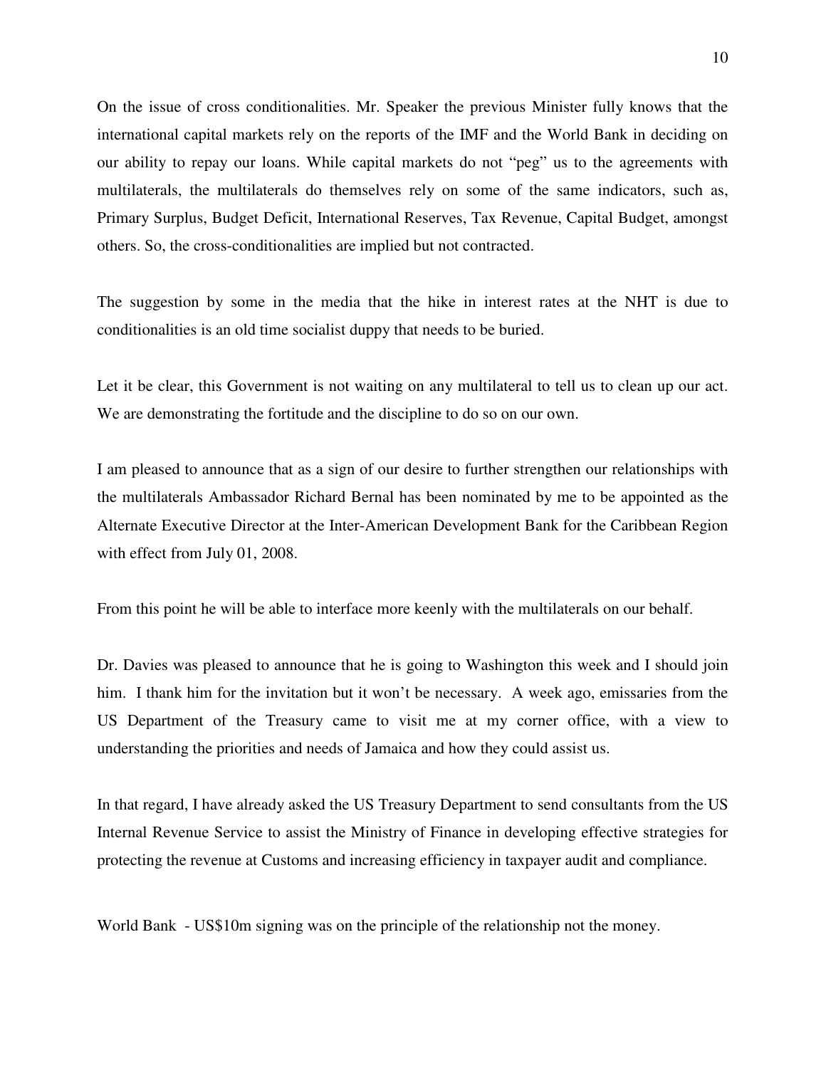On the issue of cross conditionalities. Mr. Speaker the previous Minister fully knows that the international capital markets rely on the reports of the IMF and the World Bank in deciding on our ability to repay our loans. While capital markets do not "peg" us to the agreements with multilaterals, the multilaterals do themselves rely on some of the same indicators, such as, Primary Surplus, Budget Deficit, International Reserves, Tax Revenue, Capital Budget, amongst others. So, the cross-conditionalities are implied but not contracted.

The suggestion by some in the media that the hike in interest rates at the NHT is due to conditionalities is an old time socialist duppy that needs to be buried.

Let it be clear, this Government is not waiting on any multilateral to tell us to clean up our act. We are demonstrating the fortitude and the discipline to do so on our own.

I am pleased to announce that as a sign of our desire to further strengthen our relationships with the multilaterals Ambassador Richard Bernal has been nominated by me to be appointed as the Alternate Executive Director at the Inter-American Development Bank for the Caribbean Region with effect from July 01, 2008.

From this point he will be able to interface more keenly with the multilaterals on our behalf.

Dr. Davies was pleased to announce that he is going to Washington this week and I should join him. I thank him for the invitation but it won't be necessary. A week ago, emissaries from the US Department of the Treasury came to visit me at my corner office, with a view to understanding the priorities and needs of Jamaica and how they could assist us.

In that regard, I have already asked the US Treasury Department to send consultants from the US Internal Revenue Service to assist the Ministry of Finance in developing effective strategies for protecting the revenue at Customs and increasing efficiency in taxpayer audit and compliance.

World Bank - US$10m signing was on the principle of the relationship not the money.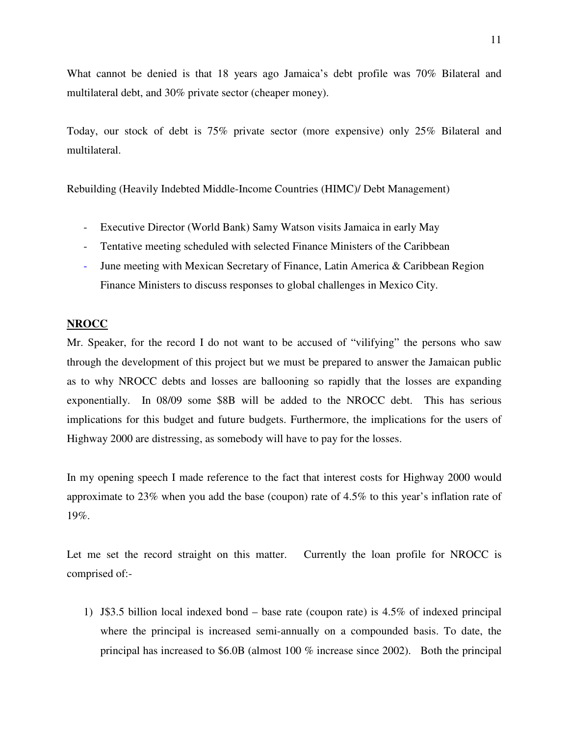What cannot be denied is that 18 years ago Jamaica's debt profile was 70% Bilateral and multilateral debt, and 30% private sector (cheaper money).

Today, our stock of debt is 75% private sector (more expensive) only 25% Bilateral and multilateral.

Rebuilding (Heavily Indebted Middle-Income Countries (HIMC)/ Debt Management)

- Executive Director (World Bank) Samy Watson visits Jamaica in early May
- Tentative meeting scheduled with selected Finance Ministers of the Caribbean
- June meeting with Mexican Secretary of Finance, Latin America & Caribbean Region Finance Ministers to discuss responses to global challenges in Mexico City.

**NROCC**

Mr. Speaker, for the record I do not want to be accused of "vilifying" the persons who saw through the development of this project but we must be prepared to answer the Jamaican public as to why NROCC debts and losses are ballooning so rapidly that the losses are expanding exponentially. In 08/09 some $8B will be added to the NROCC debt. This has serious implications for this budget and future budgets. Furthermore, the implications for the users of Highway 2000 are distressing, as somebody will have to pay for the losses.

In my opening speech I made reference to the fact that interest costs for Highway 2000 would approximate to 23% when you add the base (coupon) rate of 4.5% to this year's inflation rate of 19%.

Let me set the record straight on this matter. Currently the loan profile for NROCC is comprised of:-

1) J$3.5 billion local indexed bond – base rate (coupon rate) is 4.5% of indexed principal where the principal is increased semi-annually on a compounded basis. To date, the principal has increased to $6.0B (almost 100 % increase since 2002). Both the principal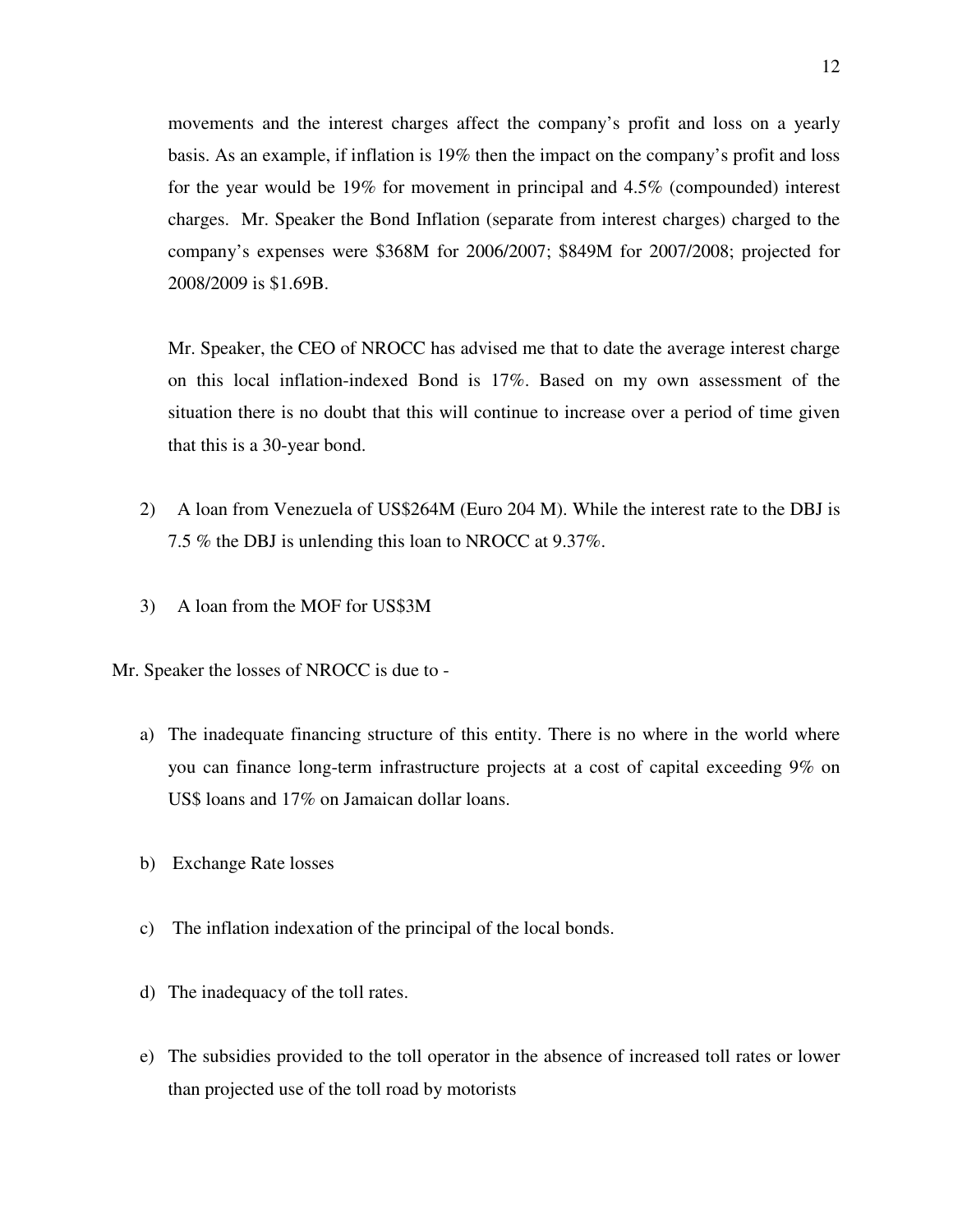movements and the interest charges affect the company's profit and loss on a yearly basis. As an example, if inflation is 19% then the impact on the company's profit and loss for the year would be 19% for movement in principal and 4.5% (compounded) interest charges. Mr. Speaker the Bond Inflation (separate from interest charges) charged to the company's expenses were $368M for 2006/2007; $849M for 2007/2008; projected for 2008/2009 is $1.69B.

Mr. Speaker, the CEO of NROCC has advised me that to date the average interest charge on this local inflation-indexed Bond is 17%. Based on my own assessment of the situation there is no doubt that this will continue to increase over a period of time given that this is a 30-year bond.

2) A loan from Venezuela of US$264M (Euro 204 M). While the interest rate to the DBJ is 7.5 % the DBJ is unlending this loan to NROCC at 9.37%.

3) A loan from the MOF for US$3M

Mr. Speaker the losses of NROCC is due to -

a) The inadequate financing structure of this entity. There is no where in the world where you can finance long-term infrastructure projects at a cost of capital exceeding 9% on US$ loans and 17% on Jamaican dollar loans.

b) Exchange Rate losses

c) The inflation indexation of the principal of the local bonds.

d) The inadequacy of the toll rates.

e) The subsidies provided to the toll operator in the absence of increased toll rates or lower than projected use of the toll road by motorists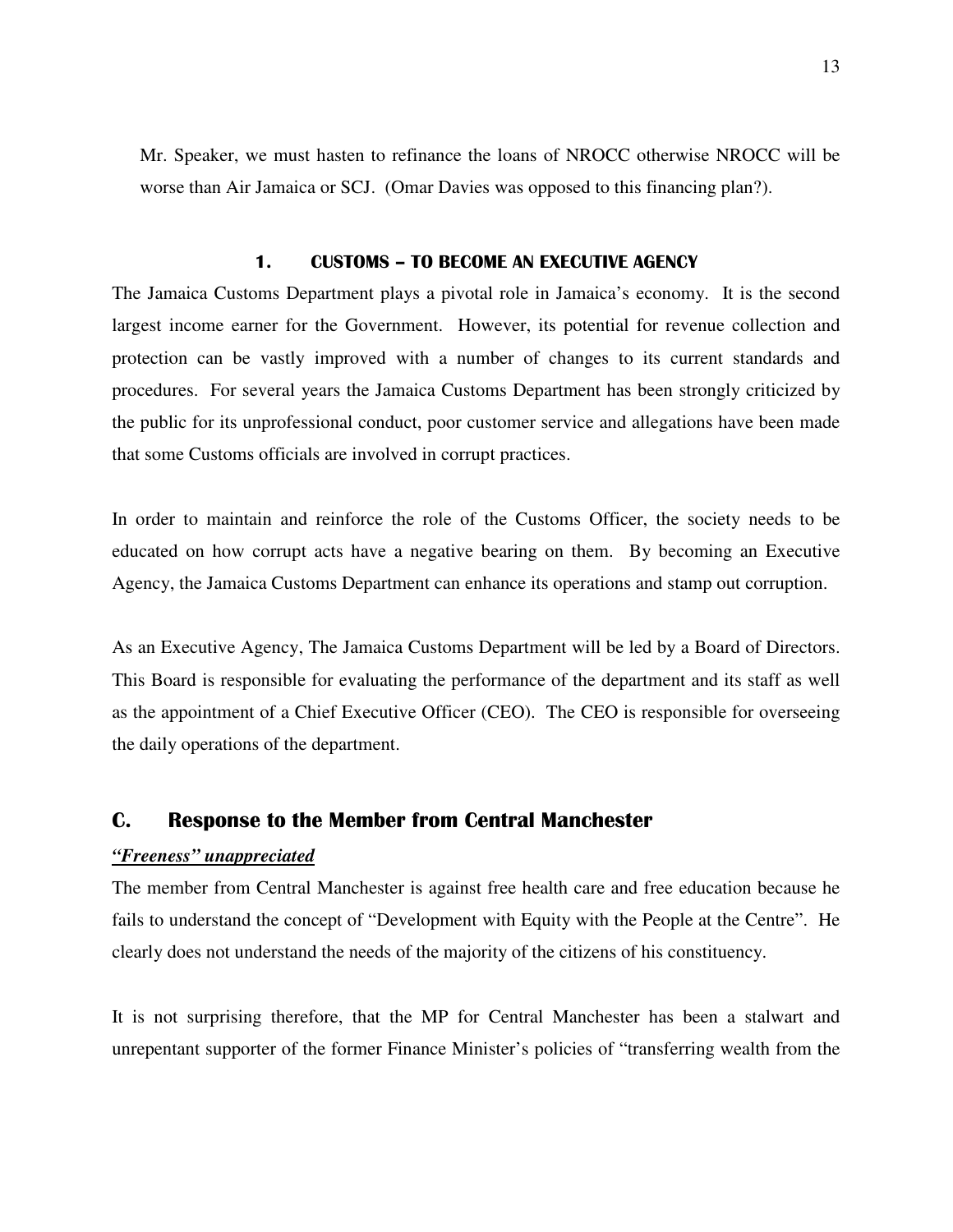Mr. Speaker, we must hasten to refinance the loans of NROCC otherwise NROCC will be worse than Air Jamaica or SCJ. (Omar Davies was opposed to this financing plan?).

### 1. CUSTOMS – TO BECOME AN EXECUTIVE AGENCY

The Jamaica Customs Department plays a pivotal role in Jamaica's economy. It is the second largest income earner for the Government. However, its potential for revenue collection and protection can be vastly improved with a number of changes to its current standards and procedures. For several years the Jamaica Customs Department has been strongly criticized by the public for its unprofessional conduct, poor customer service and allegations have been made that some Customs officials are involved in corrupt practices.

In order to maintain and reinforce the role of the Customs Officer, the society needs to be educated on how corrupt acts have a negative bearing on them. By becoming an Executive Agency, the Jamaica Customs Department can enhance its operations and stamp out corruption.

As an Executive Agency, The Jamaica Customs Department will be led by a Board of Directors. This Board is responsible for evaluating the performance of the department and its staff as well as the appointment of a Chief Executive Officer (CEO). The CEO is responsible for overseeing the daily operations of the department.

## C. Response to the Member from Central Manchester

***"Freeness" unappreciated***

The member from Central Manchester is against free health care and free education because he fails to understand the concept of "Development with Equity with the People at the Centre". He clearly does not understand the needs of the majority of the citizens of his constituency.

It is not surprising therefore, that the MP for Central Manchester has been a stalwart and unrepentant supporter of the former Finance Minister's policies of "transferring wealth from the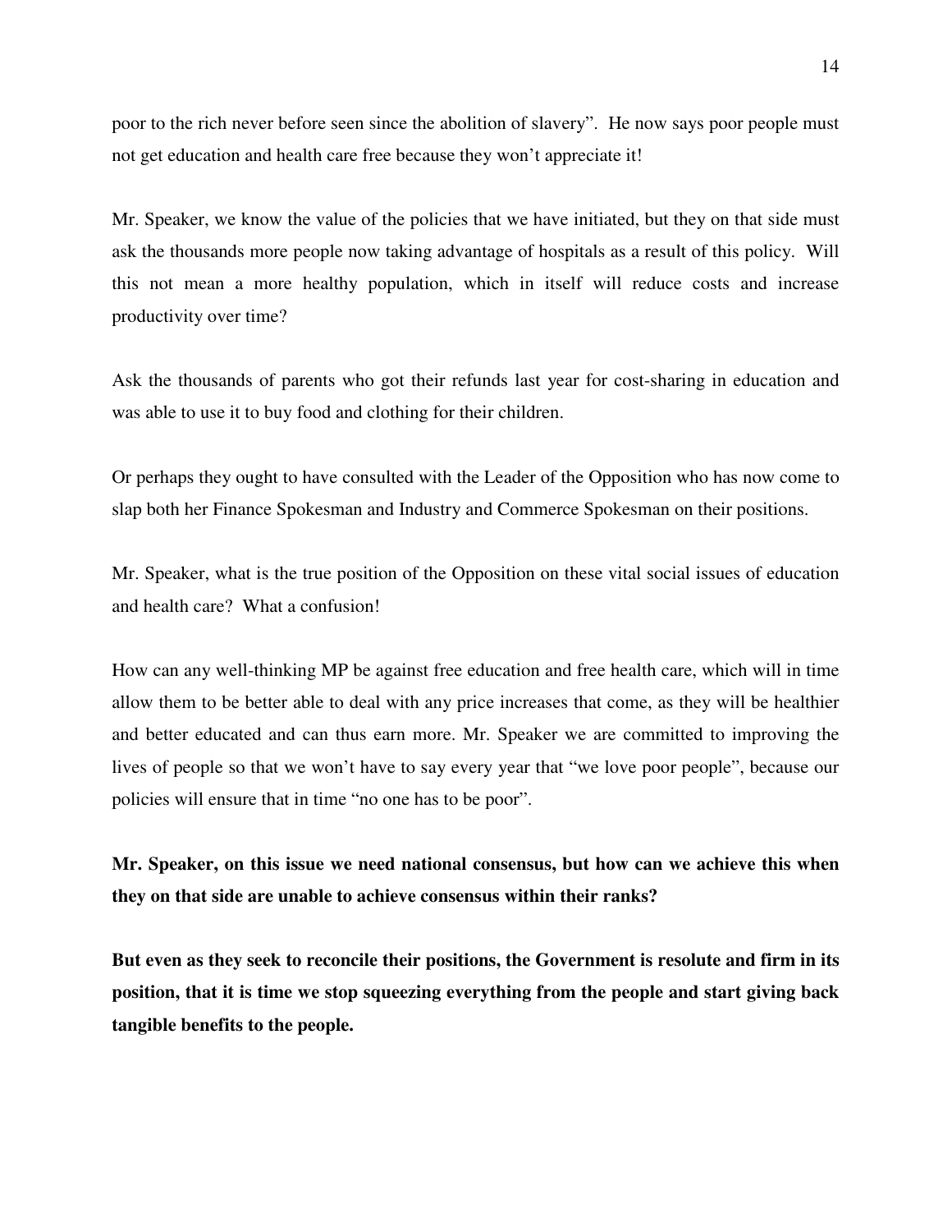poor to the rich never before seen since the abolition of slavery". He now says poor people must not get education and health care free because they won't appreciate it!

Mr. Speaker, we know the value of the policies that we have initiated, but they on that side must ask the thousands more people now taking advantage of hospitals as a result of this policy. Will this not mean a more healthy population, which in itself will reduce costs and increase productivity over time?

Ask the thousands of parents who got their refunds last year for cost-sharing in education and was able to use it to buy food and clothing for their children.

Or perhaps they ought to have consulted with the Leader of the Opposition who has now come to slap both her Finance Spokesman and Industry and Commerce Spokesman on their positions.

Mr. Speaker, what is the true position of the Opposition on these vital social issues of education and health care? What a confusion!

How can any well-thinking MP be against free education and free health care, which will in time allow them to be better able to deal with any price increases that come, as they will be healthier and better educated and can thus earn more. Mr. Speaker we are committed to improving the lives of people so that we won't have to say every year that "we love poor people", because our policies will ensure that in time "no one has to be poor".

**Mr. Speaker, on this issue we need national consensus, but how can we achieve this when they on that side are unable to achieve consensus within their ranks?**

**But even as they seek to reconcile their positions, the Government is resolute and firm in its position, that it is time we stop squeezing everything from the people and start giving back tangible benefits to the people.**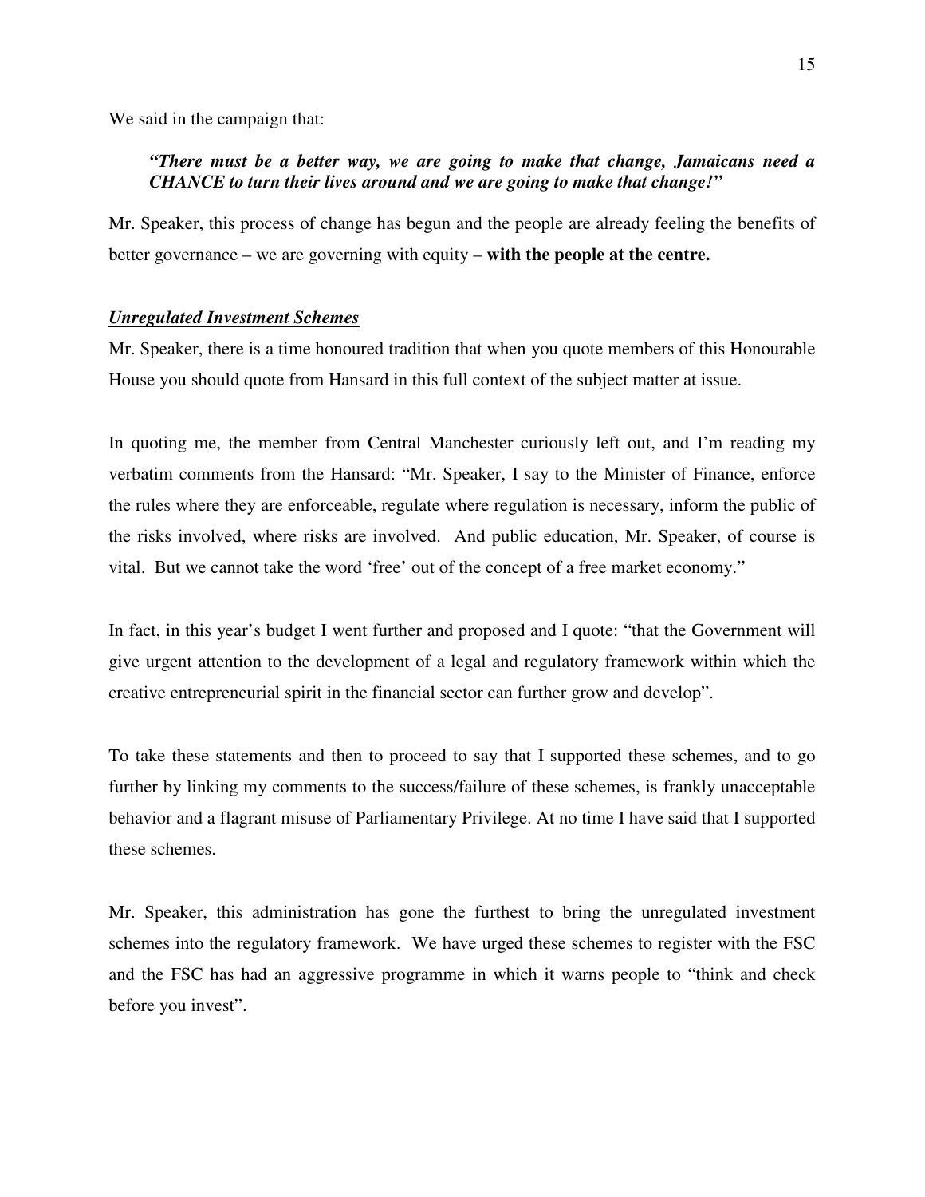We said in the campaign that:

> ***"There must be a better way, we are going to make that change, Jamaicans need a CHANCE to turn their lives around and we are going to make that change!"***

Mr. Speaker, this process of change has begun and the people are already feeling the benefits of better governance – we are governing with equity – **with the people at the centre.**

***Unregulated Investment Schemes***

Mr. Speaker, there is a time honoured tradition that when you quote members of this Honourable House you should quote from Hansard in this full context of the subject matter at issue.

In quoting me, the member from Central Manchester curiously left out, and I'm reading my verbatim comments from the Hansard: "Mr. Speaker, I say to the Minister of Finance, enforce the rules where they are enforceable, regulate where regulation is necessary, inform the public of the risks involved, where risks are involved. And public education, Mr. Speaker, of course is vital. But we cannot take the word 'free' out of the concept of a free market economy."

In fact, in this year's budget I went further and proposed and I quote: "that the Government will give urgent attention to the development of a legal and regulatory framework within which the creative entrepreneurial spirit in the financial sector can further grow and develop".

To take these statements and then to proceed to say that I supported these schemes, and to go further by linking my comments to the success/failure of these schemes, is frankly unacceptable behavior and a flagrant misuse of Parliamentary Privilege. At no time I have said that I supported these schemes.

Mr. Speaker, this administration has gone the furthest to bring the unregulated investment schemes into the regulatory framework. We have urged these schemes to register with the FSC and the FSC has had an aggressive programme in which it warns people to "think and check before you invest".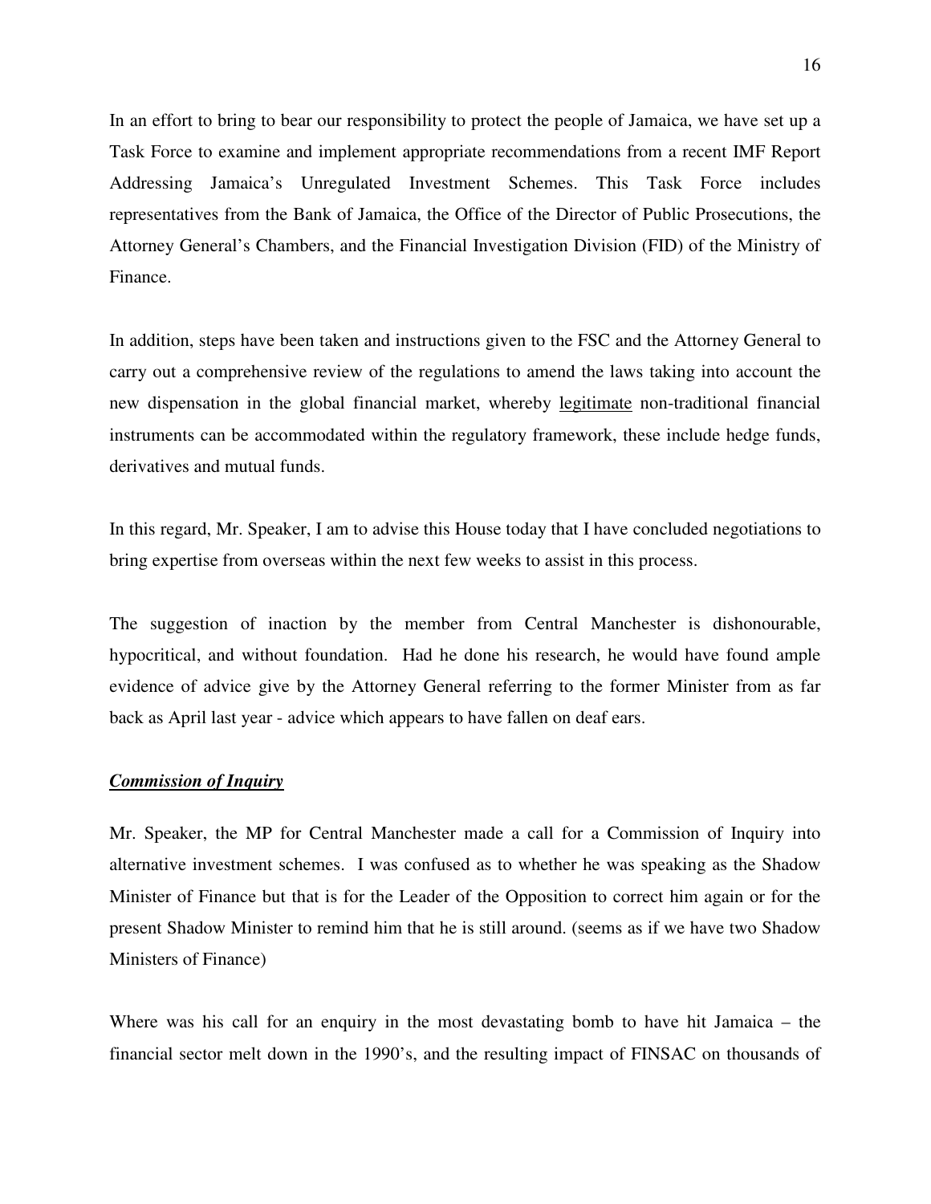In an effort to bring to bear our responsibility to protect the people of Jamaica, we have set up a Task Force to examine and implement appropriate recommendations from a recent IMF Report Addressing Jamaica's Unregulated Investment Schemes. This Task Force includes representatives from the Bank of Jamaica, the Office of the Director of Public Prosecutions, the Attorney General's Chambers, and the Financial Investigation Division (FID) of the Ministry of Finance.

In addition, steps have been taken and instructions given to the FSC and the Attorney General to carry out a comprehensive review of the regulations to amend the laws taking into account the new dispensation in the global financial market, whereby <u>legitimate</u> non-traditional financial instruments can be accommodated within the regulatory framework, these include hedge funds, derivatives and mutual funds.

In this regard, Mr. Speaker, I am to advise this House today that I have concluded negotiations to bring expertise from overseas within the next few weeks to assist in this process.

The suggestion of inaction by the member from Central Manchester is dishonourable, hypocritical, and without foundation. Had he done his research, he would have found ample evidence of advice give by the Attorney General referring to the former Minister from as far back as April last year - advice which appears to have fallen on deaf ears.

***<u>Commission of Inquiry</u>***

Mr. Speaker, the MP for Central Manchester made a call for a Commission of Inquiry into alternative investment schemes. I was confused as to whether he was speaking as the Shadow Minister of Finance but that is for the Leader of the Opposition to correct him again or for the present Shadow Minister to remind him that he is still around. (seems as if we have two Shadow Ministers of Finance)

Where was his call for an enquiry in the most devastating bomb to have hit Jamaica – the financial sector melt down in the 1990's, and the resulting impact of FINSAC on thousands of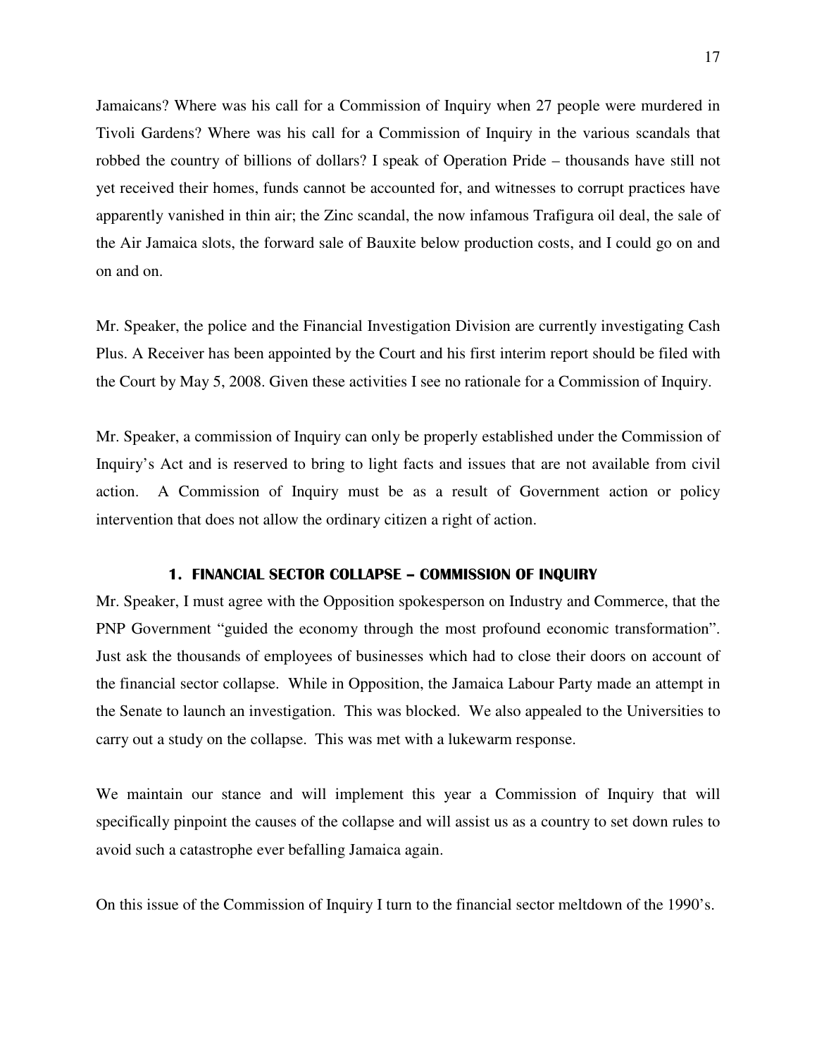Jamaicans? Where was his call for a Commission of Inquiry when 27 people were murdered in Tivoli Gardens? Where was his call for a Commission of Inquiry in the various scandals that robbed the country of billions of dollars? I speak of Operation Pride – thousands have still not yet received their homes, funds cannot be accounted for, and witnesses to corrupt practices have apparently vanished in thin air; the Zinc scandal, the now infamous Trafigura oil deal, the sale of the Air Jamaica slots, the forward sale of Bauxite below production costs, and I could go on and on and on.

Mr. Speaker, the police and the Financial Investigation Division are currently investigating Cash Plus. A Receiver has been appointed by the Court and his first interim report should be filed with the Court by May 5, 2008. Given these activities I see no rationale for a Commission of Inquiry.

Mr. Speaker, a commission of Inquiry can only be properly established under the Commission of Inquiry's Act and is reserved to bring to light facts and issues that are not available from civil action. A Commission of Inquiry must be as a result of Government action or policy intervention that does not allow the ordinary citizen a right of action.

### 1. FINANCIAL SECTOR COLLAPSE – COMMISSION OF INQUIRY

Mr. Speaker, I must agree with the Opposition spokesperson on Industry and Commerce, that the PNP Government "guided the economy through the most profound economic transformation". Just ask the thousands of employees of businesses which had to close their doors on account of the financial sector collapse. While in Opposition, the Jamaica Labour Party made an attempt in the Senate to launch an investigation. This was blocked. We also appealed to the Universities to carry out a study on the collapse. This was met with a lukewarm response.

We maintain our stance and will implement this year a Commission of Inquiry that will specifically pinpoint the causes of the collapse and will assist us as a country to set down rules to avoid such a catastrophe ever befalling Jamaica again.

On this issue of the Commission of Inquiry I turn to the financial sector meltdown of the 1990's.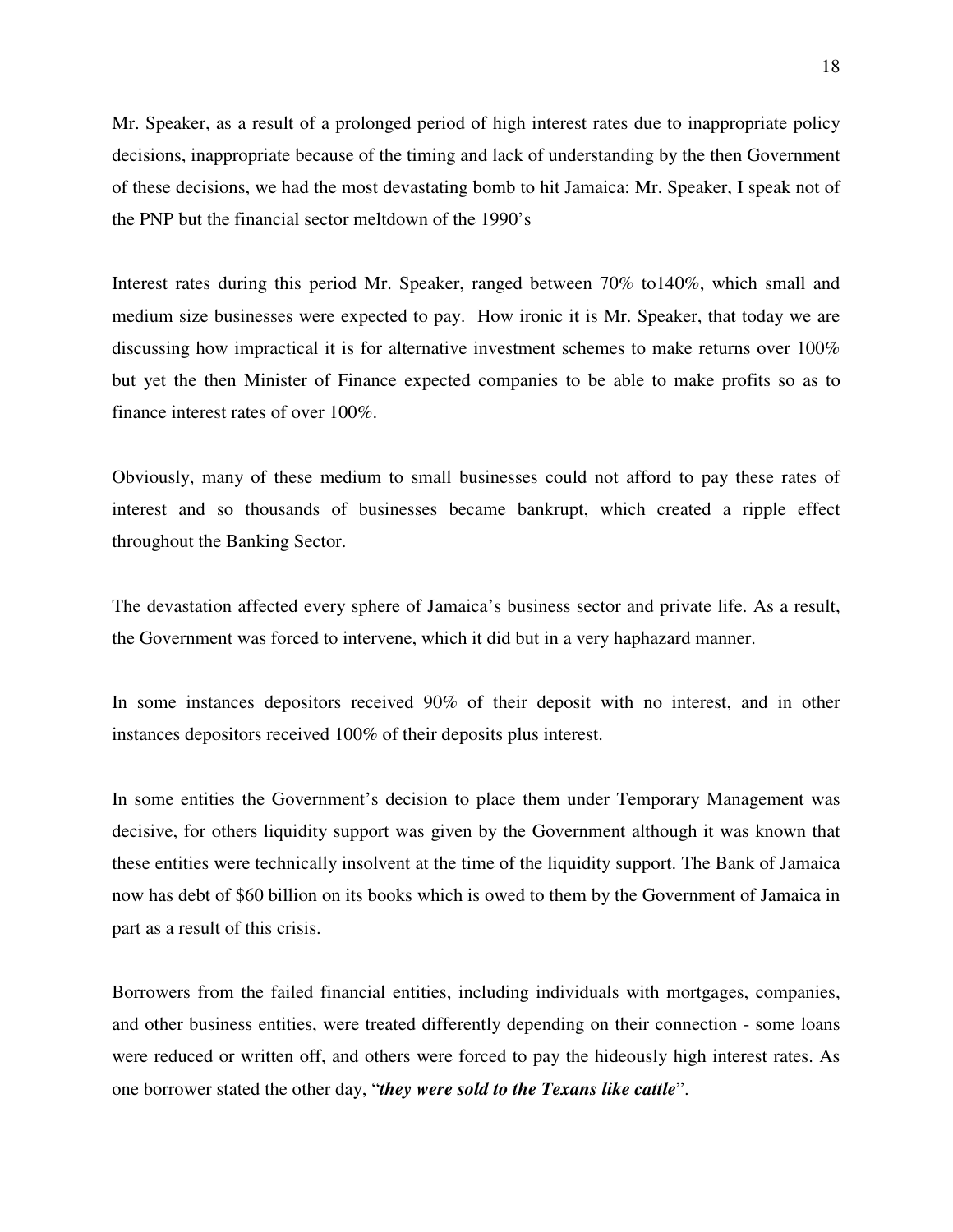Mr. Speaker, as a result of a prolonged period of high interest rates due to inappropriate policy decisions, inappropriate because of the timing and lack of understanding by the then Government of these decisions, we had the most devastating bomb to hit Jamaica: Mr. Speaker, I speak not of the PNP but the financial sector meltdown of the 1990's

Interest rates during this period Mr. Speaker, ranged between 70% to140%, which small and medium size businesses were expected to pay. How ironic it is Mr. Speaker, that today we are discussing how impractical it is for alternative investment schemes to make returns over 100% but yet the then Minister of Finance expected companies to be able to make profits so as to finance interest rates of over 100%.

Obviously, many of these medium to small businesses could not afford to pay these rates of interest and so thousands of businesses became bankrupt, which created a ripple effect throughout the Banking Sector.

The devastation affected every sphere of Jamaica's business sector and private life. As a result, the Government was forced to intervene, which it did but in a very haphazard manner.

In some instances depositors received 90% of their deposit with no interest, and in other instances depositors received 100% of their deposits plus interest.

In some entities the Government's decision to place them under Temporary Management was decisive, for others liquidity support was given by the Government although it was known that these entities were technically insolvent at the time of the liquidity support. The Bank of Jamaica now has debt of $60 billion on its books which is owed to them by the Government of Jamaica in part as a result of this crisis.

Borrowers from the failed financial entities, including individuals with mortgages, companies, and other business entities, were treated differently depending on their connection - some loans were reduced or written off, and others were forced to pay the hideously high interest rates. As one borrower stated the other day, "***they were sold to the Texans like cattle***".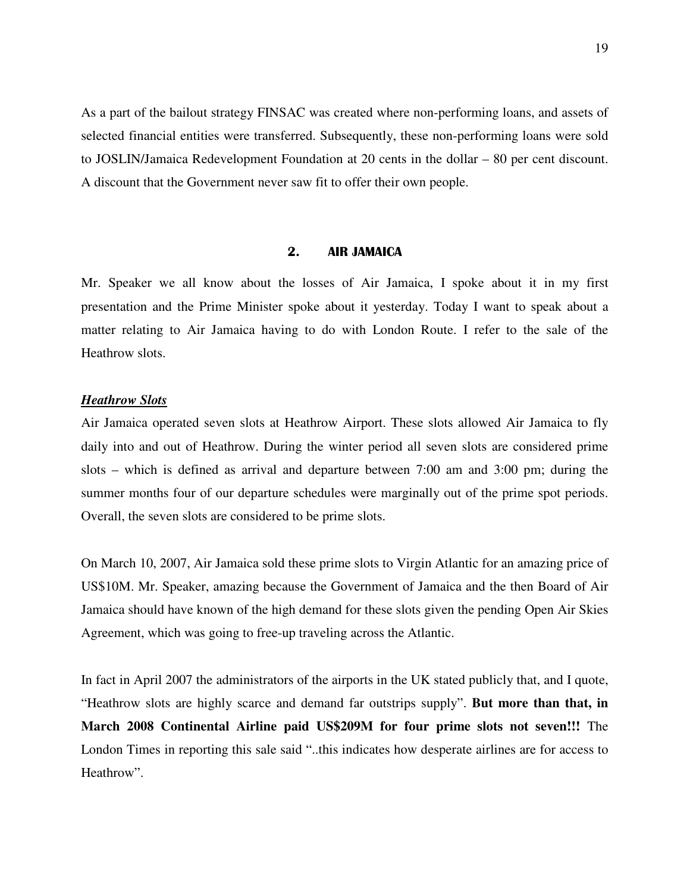As a part of the bailout strategy FINSAC was created where non-performing loans, and assets of selected financial entities were transferred. Subsequently, these non-performing loans were sold to JOSLIN/Jamaica Redevelopment Foundation at 20 cents in the dollar – 80 per cent discount. A discount that the Government never saw fit to offer their own people.

## 2. AIR JAMAICA

Mr. Speaker we all know about the losses of Air Jamaica, I spoke about it in my first presentation and the Prime Minister spoke about it yesterday. Today I want to speak about a matter relating to Air Jamaica having to do with London Route. I refer to the sale of the Heathrow slots.

### ***Heathrow Slots***

Air Jamaica operated seven slots at Heathrow Airport. These slots allowed Air Jamaica to fly daily into and out of Heathrow. During the winter period all seven slots are considered prime slots – which is defined as arrival and departure between 7:00 am and 3:00 pm; during the summer months four of our departure schedules were marginally out of the prime spot periods. Overall, the seven slots are considered to be prime slots.

On March 10, 2007, Air Jamaica sold these prime slots to Virgin Atlantic for an amazing price of US$10M. Mr. Speaker, amazing because the Government of Jamaica and the then Board of Air Jamaica should have known of the high demand for these slots given the pending Open Air Skies Agreement, which was going to free-up traveling across the Atlantic.

In fact in April 2007 the administrators of the airports in the UK stated publicly that, and I quote, "Heathrow slots are highly scarce and demand far outstrips supply". **But more than that, in March 2008 Continental Airline paid US$209M for four prime slots not seven!!!** The London Times in reporting this sale said "..this indicates how desperate airlines are for access to Heathrow".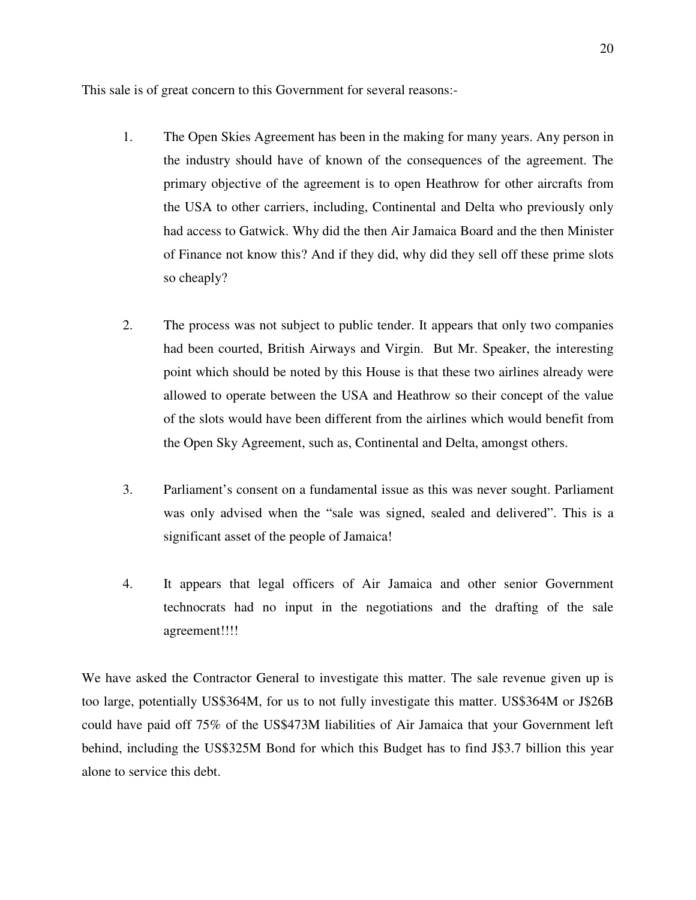This sale is of great concern to this Government for several reasons:-

1. The Open Skies Agreement has been in the making for many years. Any person in the industry should have of known of the consequences of the agreement. The primary objective of the agreement is to open Heathrow for other aircrafts from the USA to other carriers, including, Continental and Delta who previously only had access to Gatwick. Why did the then Air Jamaica Board and the then Minister of Finance not know this? And if they did, why did they sell off these prime slots so cheaply?

2. The process was not subject to public tender. It appears that only two companies had been courted, British Airways and Virgin. But Mr. Speaker, the interesting point which should be noted by this House is that these two airlines already were allowed to operate between the USA and Heathrow so their concept of the value of the slots would have been different from the airlines which would benefit from the Open Sky Agreement, such as, Continental and Delta, amongst others.

3. Parliament's consent on a fundamental issue as this was never sought. Parliament was only advised when the "sale was signed, sealed and delivered". This is a significant asset of the people of Jamaica!

4. It appears that legal officers of Air Jamaica and other senior Government technocrats had no input in the negotiations and the drafting of the sale agreement!!!!

We have asked the Contractor General to investigate this matter. The sale revenue given up is too large, potentially US$364M, for us to not fully investigate this matter. US$364M or J$26B could have paid off 75% of the US$473M liabilities of Air Jamaica that your Government left behind, including the US$325M Bond for which this Budget has to find J$3.7 billion this year alone to service this debt.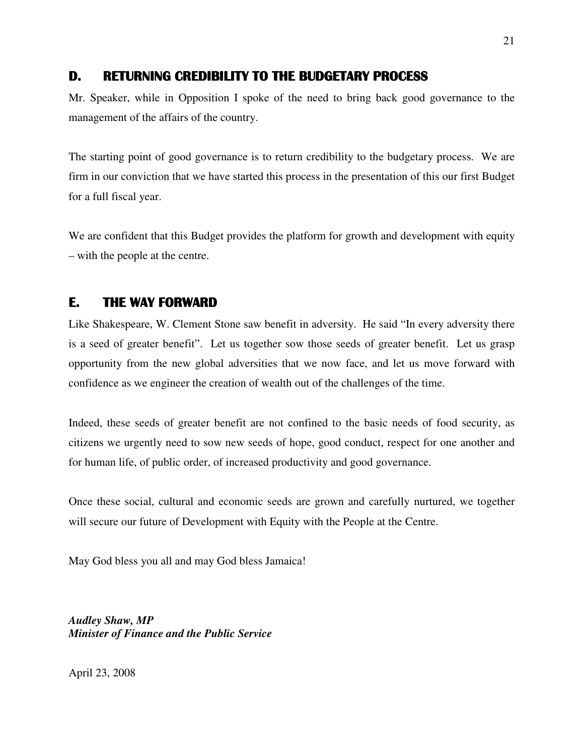## D. RETURNING CREDIBILITY TO THE BUDGETARY PROCESS

Mr. Speaker, while in Opposition I spoke of the need to bring back good governance to the management of the affairs of the country.

The starting point of good governance is to return credibility to the budgetary process. We are firm in our conviction that we have started this process in the presentation of this our first Budget for a full fiscal year.

We are confident that this Budget provides the platform for growth and development with equity – with the people at the centre.

## E. THE WAY FORWARD

Like Shakespeare, W. Clement Stone saw benefit in adversity. He said “In every adversity there is a seed of greater benefit”. Let us together sow those seeds of greater benefit. Let us grasp opportunity from the new global adversities that we now face, and let us move forward with confidence as we engineer the creation of wealth out of the challenges of the time.

Indeed, these seeds of greater benefit are not confined to the basic needs of food security, as citizens we urgently need to sow new seeds of hope, good conduct, respect for one another and for human life, of public order, of increased productivity and good governance.

Once these social, cultural and economic seeds are grown and carefully nurtured, we together will secure our future of Development with Equity with the People at the Centre.

May God bless you all and may God bless Jamaica!

***Audley Shaw, MP***
***Minister of Finance and the Public Service***

April 23, 2008